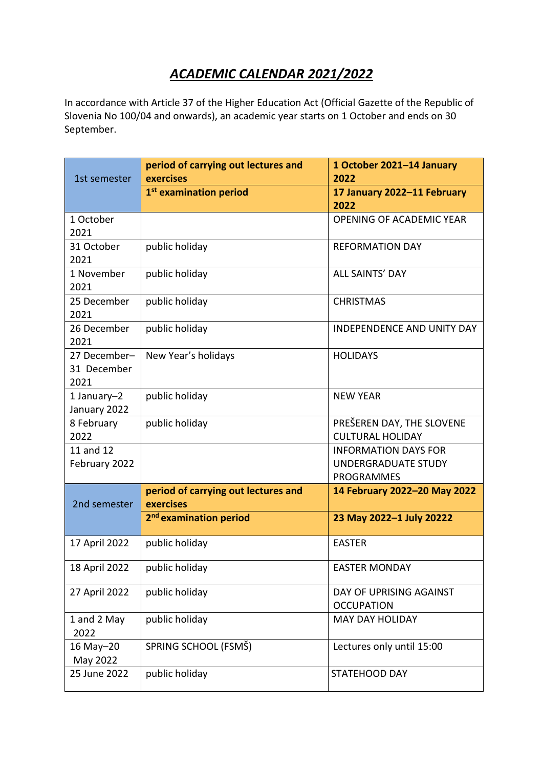# *ACADEMIC CALENDAR 2021/2022*

In accordance with Article 37 of the Higher Education Act (Official Gazette of the Republic of Slovenia No 100/04 and onwards), an academic year starts on 1 October and ends on 30 September.

| | | |
|---|---|---|
| 1st semester | **period of carrying out lectures and exercises** | **1 October 2021–14 January 2022** |
| | **1st examination period** | **17 January 2022–11 February 2022** |
| 1 October 2021 | | OPENING OF ACADEMIC YEAR |
| 31 October 2021 | public holiday | REFORMATION DAY |
| 1 November 2021 | public holiday | ALL SAINTS' DAY |
| 25 December 2021 | public holiday | CHRISTMAS |
| 26 December 2021 | public holiday | INDEPENDENCE AND UNITY DAY |
| 27 December–31 December 2021 | New Year's holidays | HOLIDAYS |
| 1 January–2 January 2022 | public holiday | NEW YEAR |
| 8 February 2022 | public holiday | PREŠEREN DAY, THE SLOVENE CULTURAL HOLIDAY |
| 11 and 12 February 2022 | | INFORMATION DAYS FOR UNDERGRADUATE STUDY PROGRAMMES |
| 2nd semester | **period of carrying out lectures and exercises** | **14 February 2022–20 May 2022** |
| | **2nd examination period** | **23 May 2022–1 July 20222** |
| 17 April 2022 | public holiday | EASTER |
| 18 April 2022 | public holiday | EASTER MONDAY |
| 27 April 2022 | public holiday | DAY OF UPRISING AGAINST OCCUPATION |
| 1 and 2 May 2022 | public holiday | MAY DAY HOLIDAY |
| 16 May–20 May 2022 | SPRING SCHOOL (FSMŠ) | Lectures only until 15:00 |
| 25 June 2022 | public holiday | STATEHOOD DAY |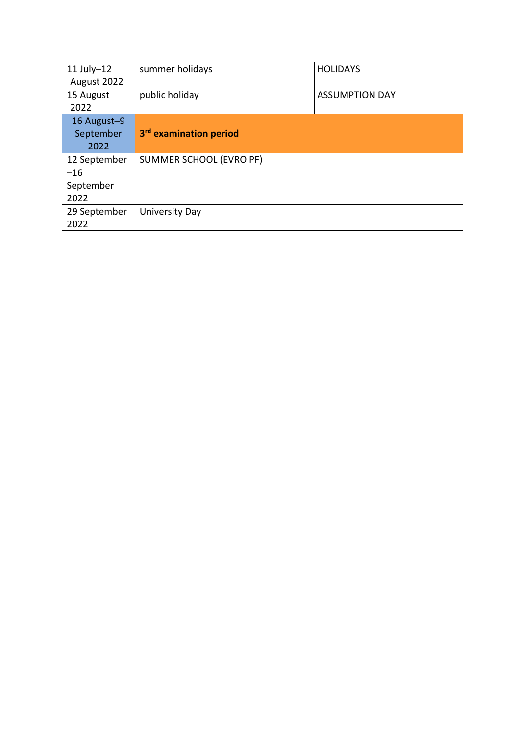| | | |
|---|---|---|
| 11 July–12 August 2022 | summer holidays | HOLIDAYS |
| 15 August 2022 | public holiday | ASSUMPTION DAY |
| 16 August–9 September 2022 | **3rd examination period** | |
| 12 September –16 September 2022 | SUMMER SCHOOL (EVRO PF) | |
| 29 September 2022 | University Day | |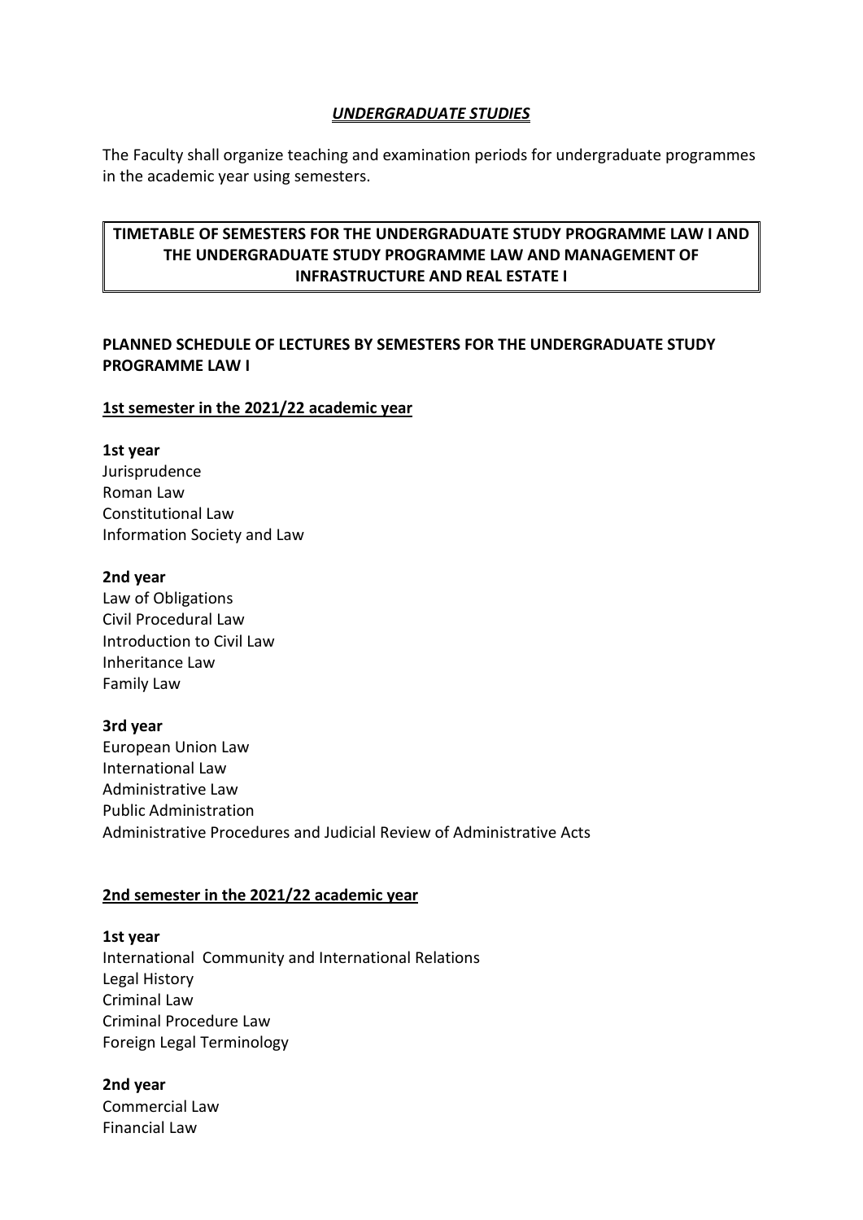## *UNDERGRADUATE STUDIES*

The Faculty shall organize teaching and examination periods for undergraduate programmes in the academic year using semesters.

## TIMETABLE OF SEMESTERS FOR THE UNDERGRADUATE STUDY PROGRAMME LAW I AND THE UNDERGRADUATE STUDY PROGRAMME LAW AND MANAGEMENT OF INFRASTRUCTURE AND REAL ESTATE I

### PLANNED SCHEDULE OF LECTURES BY SEMESTERS FOR THE UNDERGRADUATE STUDY PROGRAMME LAW I

#### 1st semester in the 2021/22 academic year

**1st year**
Jurisprudence
Roman Law
Constitutional Law
Information Society and Law

**2nd year**
Law of Obligations
Civil Procedural Law
Introduction to Civil Law
Inheritance Law
Family Law

**3rd year**
European Union Law
International Law
Administrative Law
Public Administration
Administrative Procedures and Judicial Review of Administrative Acts

#### 2nd semester in the 2021/22 academic year

**1st year**
International Community and International Relations
Legal History
Criminal Law
Criminal Procedure Law
Foreign Legal Terminology

**2nd year**
Commercial Law
Financial Law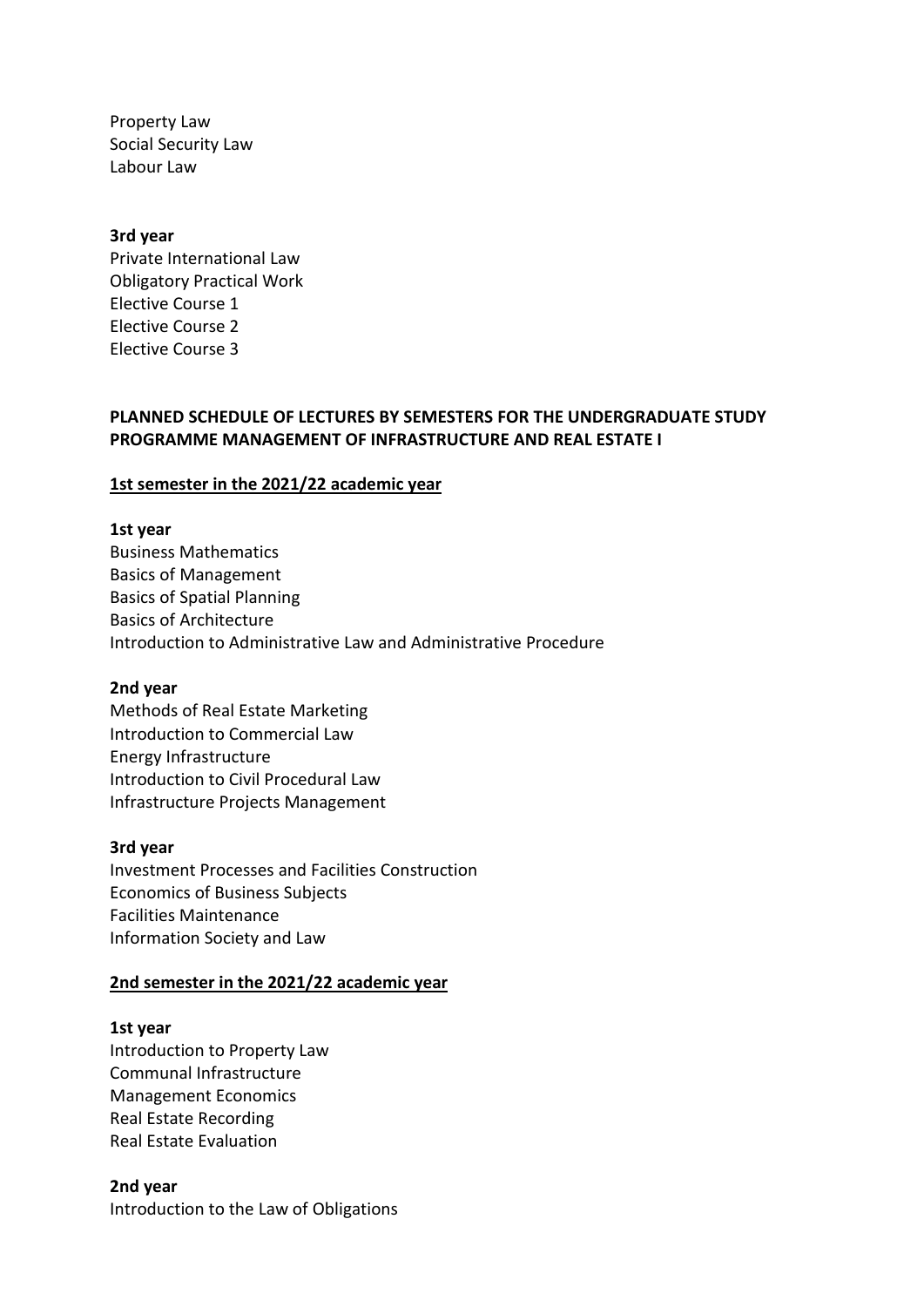Property Law
Social Security Law
Labour Law

**3rd year**
Private International Law
Obligatory Practical Work
Elective Course 1
Elective Course 2
Elective Course 3

## PLANNED SCHEDULE OF LECTURES BY SEMESTERS FOR THE UNDERGRADUATE STUDY PROGRAMME MANAGEMENT OF INFRASTRUCTURE AND REAL ESTATE I

### 1st semester in the 2021/22 academic year

**1st year**
Business Mathematics
Basics of Management
Basics of Spatial Planning
Basics of Architecture
Introduction to Administrative Law and Administrative Procedure

**2nd year**
Methods of Real Estate Marketing
Introduction to Commercial Law
Energy Infrastructure
Introduction to Civil Procedural Law
Infrastructure Projects Management

**3rd year**
Investment Processes and Facilities Construction
Economics of Business Subjects
Facilities Maintenance
Information Society and Law

### 2nd semester in the 2021/22 academic year

**1st year**
Introduction to Property Law
Communal Infrastructure
Management Economics
Real Estate Recording
Real Estate Evaluation

**2nd year**
Introduction to the Law of Obligations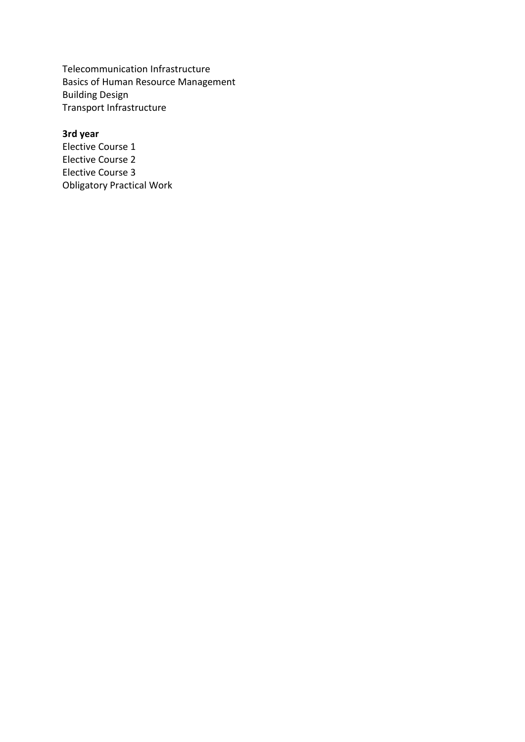Telecommunication Infrastructure
Basics of Human Resource Management
Building Design
Transport Infrastructure

**3rd year**
Elective Course 1
Elective Course 2
Elective Course 3
Obligatory Practical Work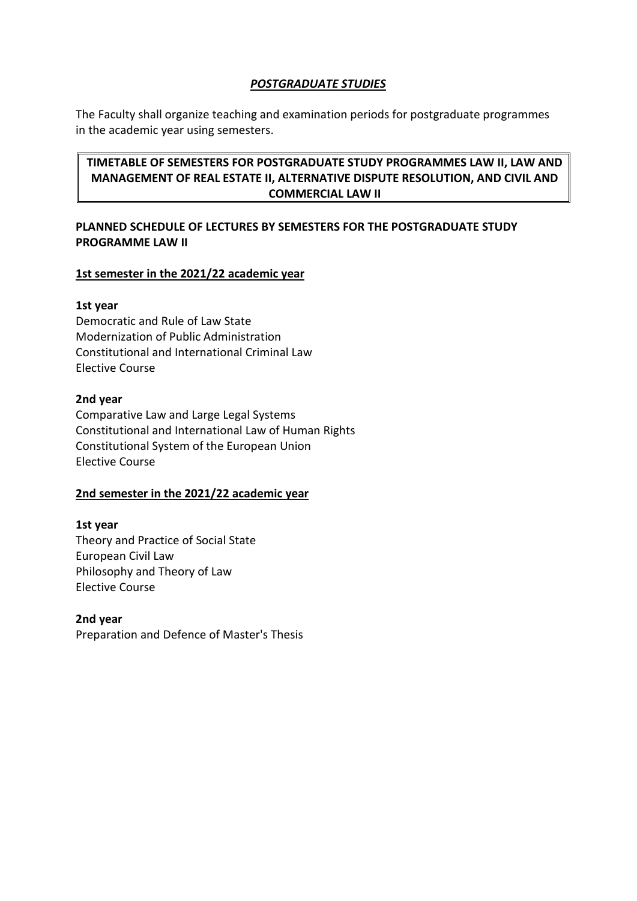## ***POSTGRADUATE STUDIES***

The Faculty shall organize teaching and examination periods for postgraduate programmes in the academic year using semesters.

### TIMETABLE OF SEMESTERS FOR POSTGRADUATE STUDY PROGRAMMES LAW II, LAW AND MANAGEMENT OF REAL ESTATE II, ALTERNATIVE DISPUTE RESOLUTION, AND CIVIL AND COMMERCIAL LAW II

### PLANNED SCHEDULE OF LECTURES BY SEMESTERS FOR THE POSTGRADUATE STUDY PROGRAMME LAW II

**1st semester in the 2021/22 academic year**

**1st year**
Democratic and Rule of Law State
Modernization of Public Administration
Constitutional and International Criminal Law
Elective Course

**2nd year**
Comparative Law and Large Legal Systems
Constitutional and International Law of Human Rights
Constitutional System of the European Union
Elective Course

**2nd semester in the 2021/22 academic year**

**1st year**
Theory and Practice of Social State
European Civil Law
Philosophy and Theory of Law
Elective Course

**2nd year**
Preparation and Defence of Master's Thesis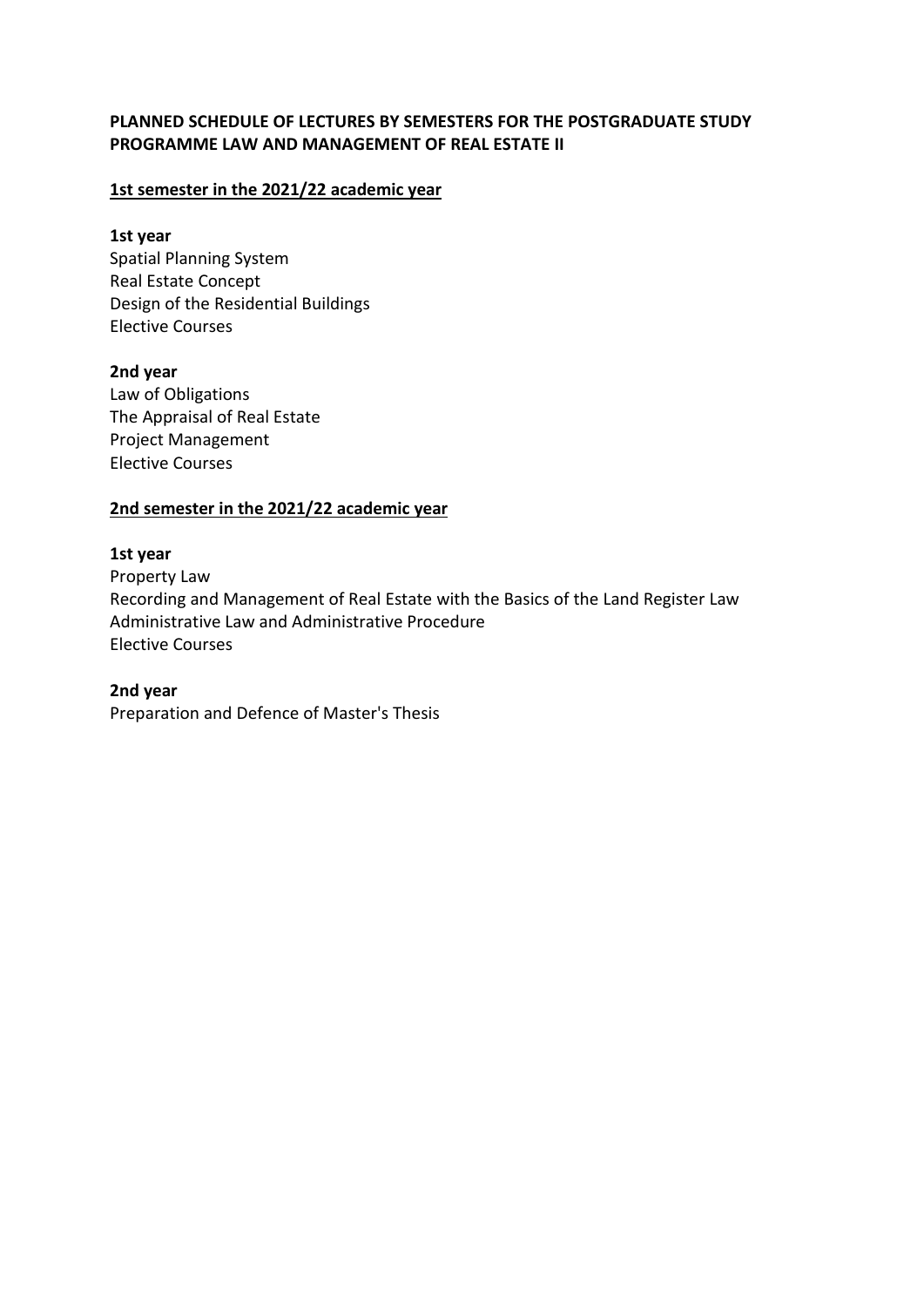**PLANNED SCHEDULE OF LECTURES BY SEMESTERS FOR THE POSTGRADUATE STUDY PROGRAMME LAW AND MANAGEMENT OF REAL ESTATE II**

**1st semester in the 2021/22 academic year**

**1st year**
Spatial Planning System
Real Estate Concept
Design of the Residential Buildings
Elective Courses

**2nd year**
Law of Obligations
The Appraisal of Real Estate
Project Management
Elective Courses

**2nd semester in the 2021/22 academic year**

**1st year**
Property Law
Recording and Management of Real Estate with the Basics of the Land Register Law
Administrative Law and Administrative Procedure
Elective Courses

**2nd year**
Preparation and Defence of Master's Thesis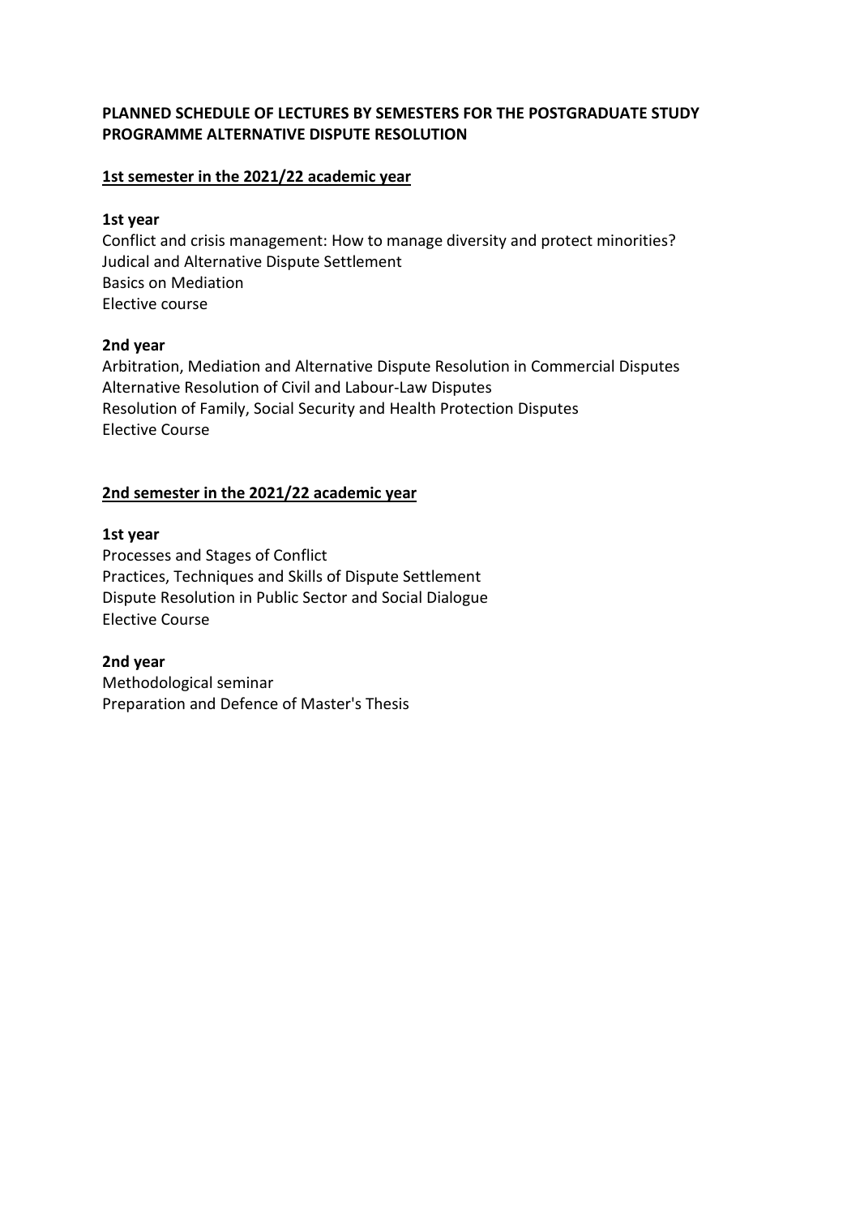**PLANNED SCHEDULE OF LECTURES BY SEMESTERS FOR THE POSTGRADUATE STUDY PROGRAMME ALTERNATIVE DISPUTE RESOLUTION**

**1st semester in the 2021/22 academic year**

**1st year**

Conflict and crisis management: How to manage diversity and protect minorities?
Judical and Alternative Dispute Settlement
Basics on Mediation
Elective course

**2nd year**

Arbitration, Mediation and Alternative Dispute Resolution in Commercial Disputes
Alternative Resolution of Civil and Labour-Law Disputes
Resolution of Family, Social Security and Health Protection Disputes
Elective Course

**2nd semester in the 2021/22 academic year**

**1st year**

Processes and Stages of Conflict
Practices, Techniques and Skills of Dispute Settlement
Dispute Resolution in Public Sector and Social Dialogue
Elective Course

**2nd year**

Methodological seminar
Preparation and Defence of Master's Thesis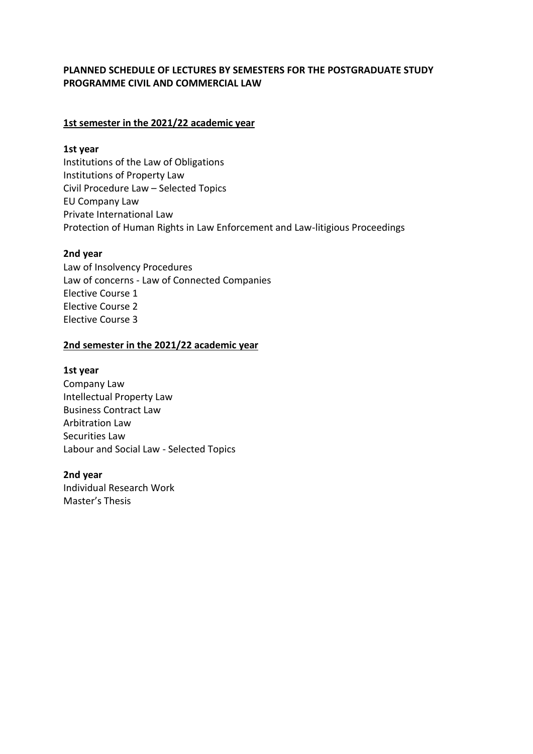# PLANNED SCHEDULE OF LECTURES BY SEMESTERS FOR THE POSTGRADUATE STUDY PROGRAMME CIVIL AND COMMERCIAL LAW

## 1st semester in the 2021/22 academic year

### 1st year

Institutions of the Law of Obligations
Institutions of Property Law
Civil Procedure Law – Selected Topics
EU Company Law
Private International Law
Protection of Human Rights in Law Enforcement and Law-litigious Proceedings

### 2nd year

Law of Insolvency Procedures
Law of concerns - Law of Connected Companies
Elective Course 1
Elective Course 2
Elective Course 3

## 2nd semester in the 2021/22 academic year

### 1st year

Company Law
Intellectual Property Law
Business Contract Law
Arbitration Law
Securities Law
Labour and Social Law - Selected Topics

### 2nd year

Individual Research Work
Master's Thesis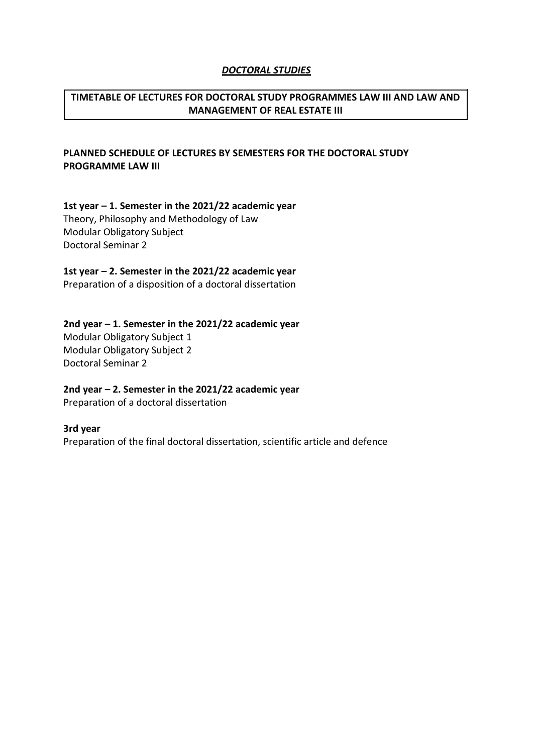***DOCTORAL STUDIES***

## TIMETABLE OF LECTURES FOR DOCTORAL STUDY PROGRAMMES LAW III AND LAW AND MANAGEMENT OF REAL ESTATE III

### PLANNED SCHEDULE OF LECTURES BY SEMESTERS FOR THE DOCTORAL STUDY PROGRAMME LAW III

**1st year – 1. Semester in the 2021/22 academic year**
Theory, Philosophy and Methodology of Law
Modular Obligatory Subject
Doctoral Seminar 2

**1st year – 2. Semester in the 2021/22 academic year**
Preparation of a disposition of a doctoral dissertation

**2nd year – 1. Semester in the 2021/22 academic year**
Modular Obligatory Subject 1
Modular Obligatory Subject 2
Doctoral Seminar 2

**2nd year – 2. Semester in the 2021/22 academic year**
Preparation of a doctoral dissertation

**3rd year**
Preparation of the final doctoral dissertation, scientific article and defence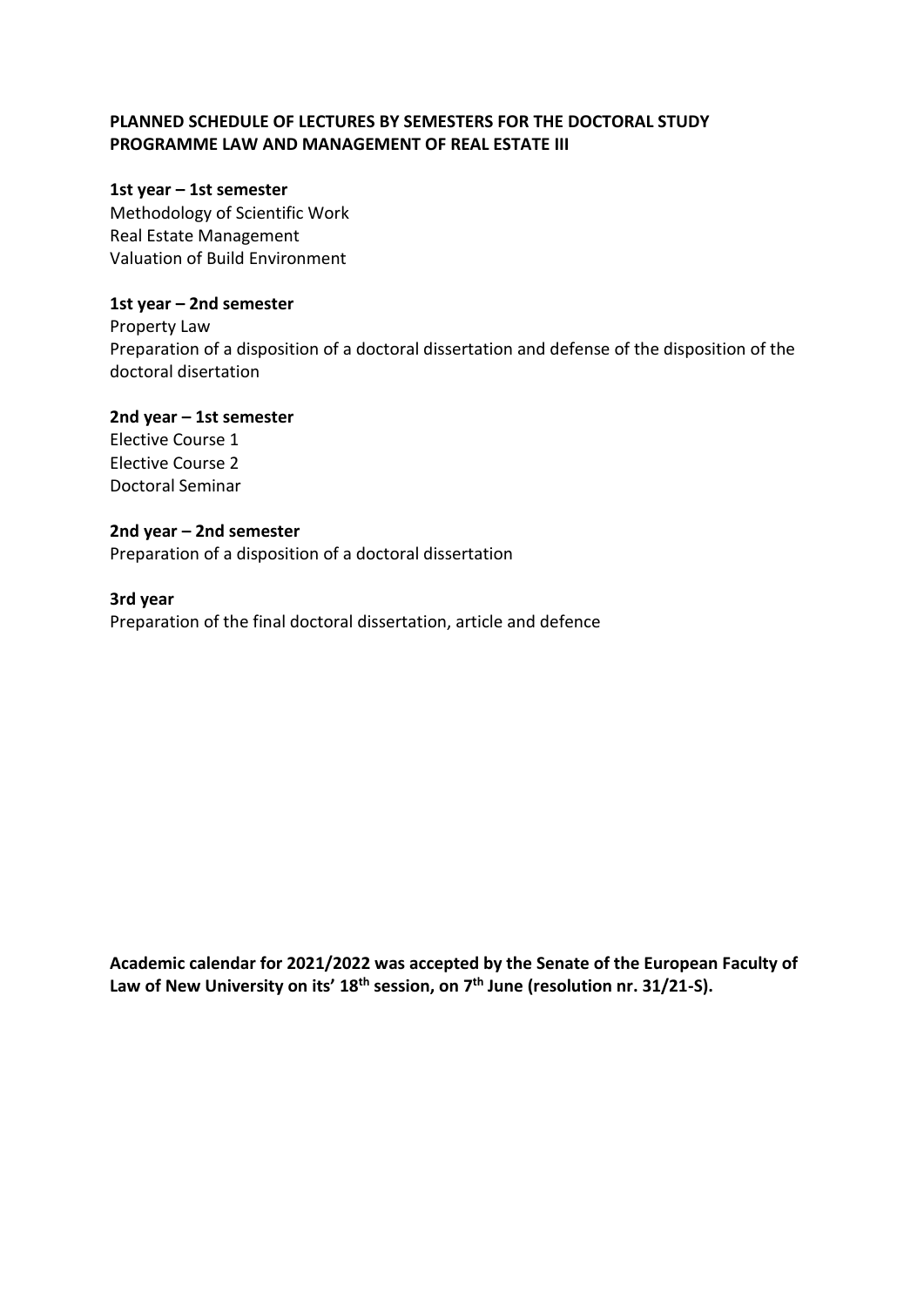**PLANNED SCHEDULE OF LECTURES BY SEMESTERS FOR THE DOCTORAL STUDY PROGRAMME LAW AND MANAGEMENT OF REAL ESTATE III**

**1st year – 1st semester**

Methodology of Scientific Work
Real Estate Management
Valuation of Build Environment

**1st year – 2nd semester**

Property Law
Preparation of a disposition of a doctoral dissertation and defense of the disposition of the doctoral disertation

**2nd year – 1st semester**

Elective Course 1
Elective Course 2
Doctoral Seminar

**2nd year – 2nd semester**

Preparation of a disposition of a doctoral dissertation

**3rd year**

Preparation of the final doctoral dissertation, article and defence

**Academic calendar for 2021/2022 was accepted by the Senate of the European Faculty of Law of New University on its' 18th session, on 7th June (resolution nr. 31/21-S).**